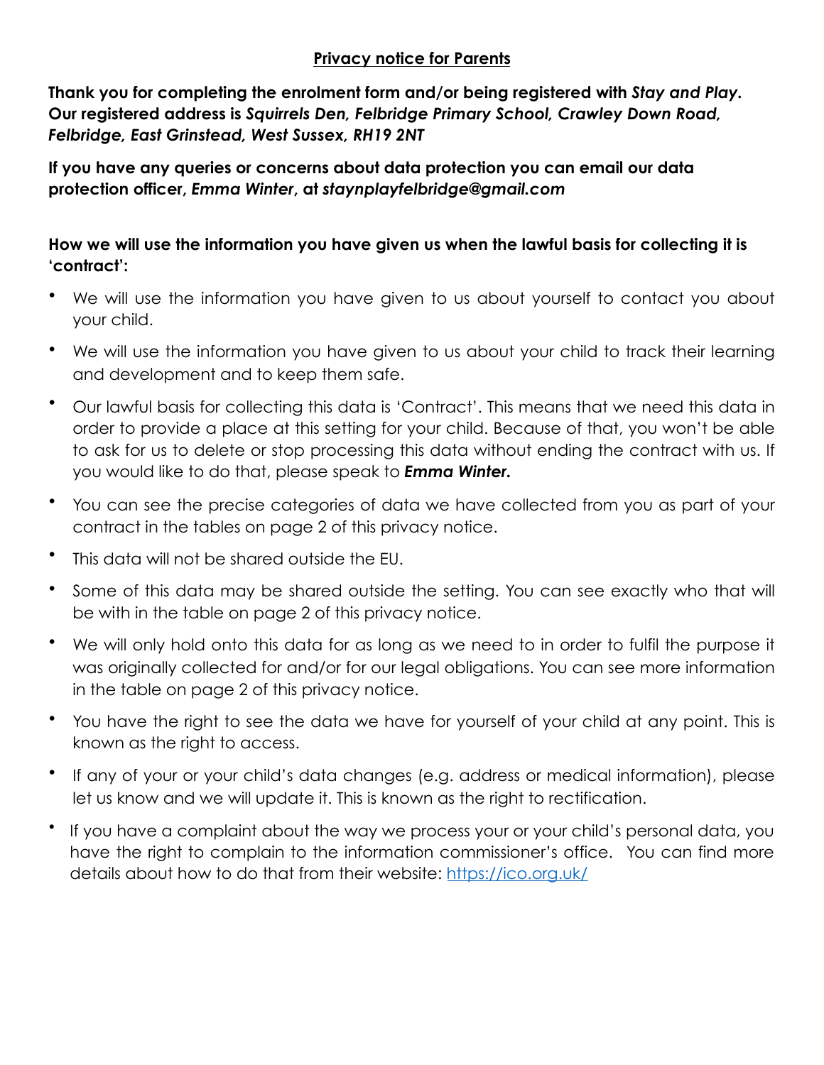# Privacy notice for Parents

**Thank you for completing the enrolment form and/or being registered with *Stay and Play*. Our registered address is *Squirrels Den, Felbridge Primary School, Crawley Down Road, Felbridge, East Grinstead, West Sussex, RH19 2NT***

**If you have any queries or concerns about data protection you can email our data protection officer, *Emma Winter*, at *staynplayfelbridge@gmail.com***

**How we will use the information you have given us when the lawful basis for collecting it is 'contract':**

- We will use the information you have given to us about yourself to contact you about your child.
- We will use the information you have given to us about your child to track their learning and development and to keep them safe.
- Our lawful basis for collecting this data is 'Contract'. This means that we need this data in order to provide a place at this setting for your child. Because of that, you won't be able to ask for us to delete or stop processing this data without ending the contract with us. If you would like to do that, please speak to ***Emma Winter.***
- You can see the precise categories of data we have collected from you as part of your contract in the tables on page 2 of this privacy notice.
- This data will not be shared outside the EU.
- Some of this data may be shared outside the setting. You can see exactly who that will be with in the table on page 2 of this privacy notice.
- We will only hold onto this data for as long as we need to in order to fulfil the purpose it was originally collected for and/or for our legal obligations. You can see more information in the table on page 2 of this privacy notice.
- You have the right to see the data we have for yourself of your child at any point. This is known as the right to access.
- If any of your or your child's data changes (e.g. address or medical information), please let us know and we will update it. This is known as the right to rectification.
- If you have a complaint about the way we process your or your child's personal data, you have the right to complain to the information commissioner's office. You can find more details about how to do that from their website: [https://ico.org.uk/](https://ico.org.uk/)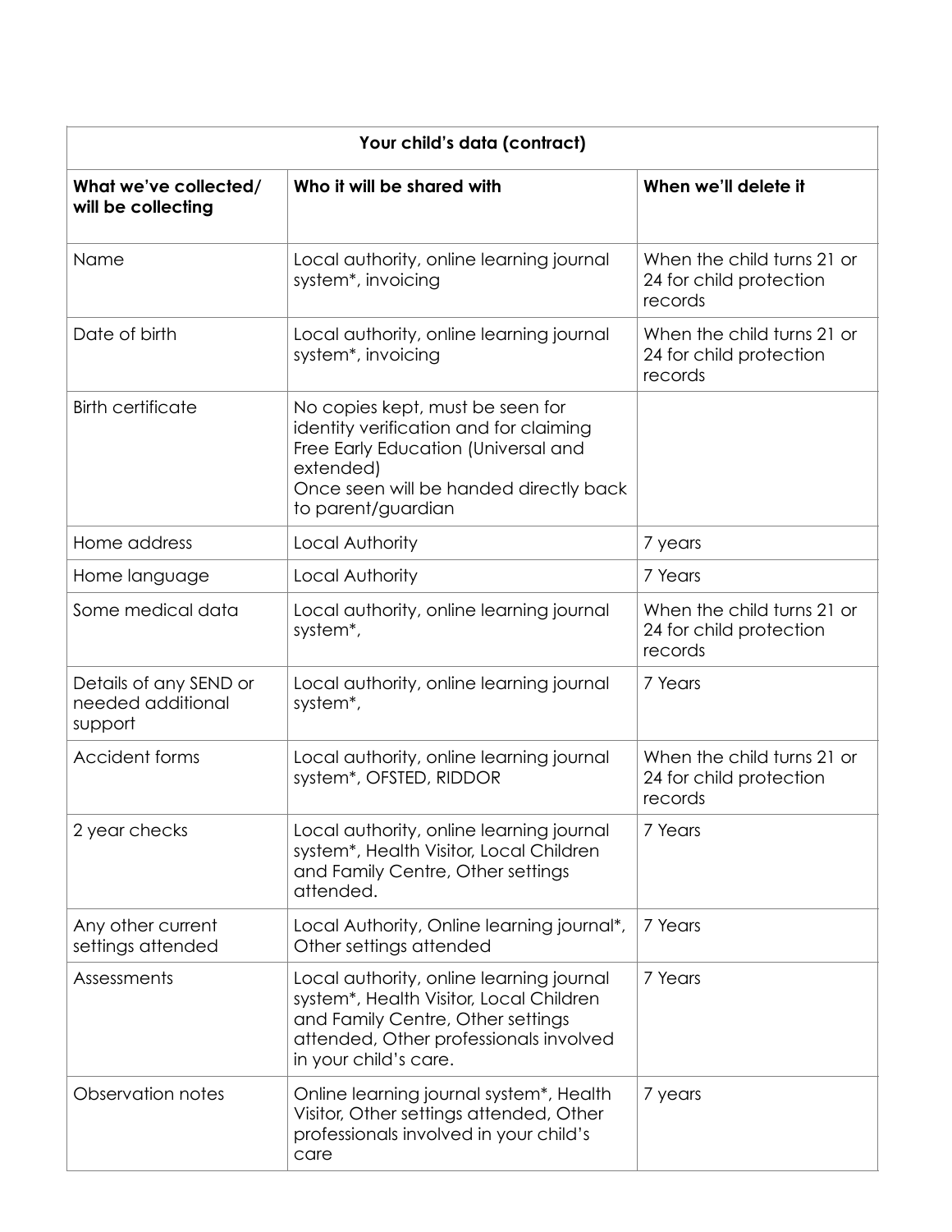| Your child's data (contract) | | |
|---|---|---|
| **What we've collected/ will be collecting** | **Who it will be shared with** | **When we'll delete it** |
| Name | Local authority, online learning journal system*, invoicing | When the child turns 21 or 24 for child protection records |
| Date of birth | Local authority, online learning journal system*, invoicing | When the child turns 21 or 24 for child protection records |
| Birth certificate | No copies kept, must be seen for identity verification and for claiming Free Early Education (Universal and extended)<br>Once seen will be handed directly back to parent/guardian | |
| Home address | Local Authority | 7 years |
| Home language | Local Authority | 7 Years |
| Some medical data | Local authority, online learning journal system*, | When the child turns 21 or 24 for child protection records |
| Details of any SEND or needed additional support | Local authority, online learning journal system*, | 7 Years |
| Accident forms | Local authority, online learning journal system*, OFSTED, RIDDOR | When the child turns 21 or 24 for child protection records |
| 2 year checks | Local authority, online learning journal system*, Health Visitor, Local Children and Family Centre, Other settings attended. | 7 Years |
| Any other current settings attended | Local Authority, Online learning journal*, Other settings attended | 7 Years |
| Assessments | Local authority, online learning journal system*, Health Visitor, Local Children and Family Centre, Other settings attended, Other professionals involved in your child's care. | 7 Years |
| Observation notes | Online learning journal system*, Health Visitor, Other settings attended, Other professionals involved in your child's care | 7 years |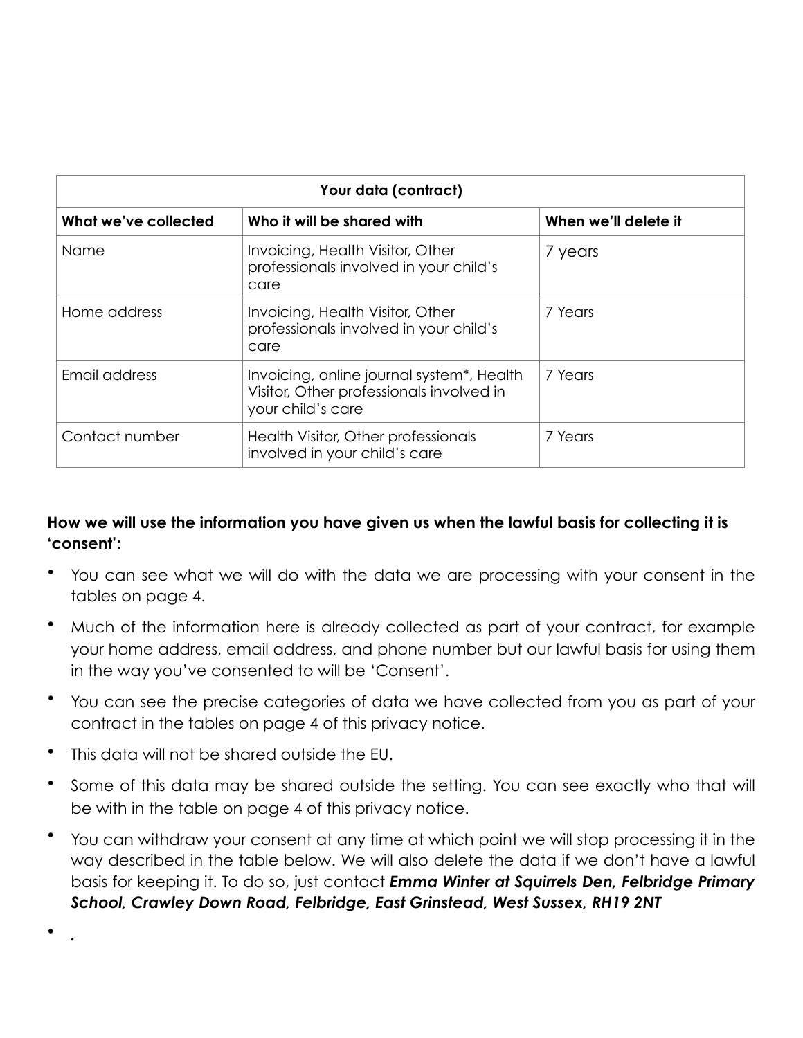| Your data (contract) | | |
|---|---|---|
| **What we've collected** | **Who it will be shared with** | **When we'll delete it** |
| Name | Invoicing, Health Visitor, Other professionals involved in your child's care | 7 years |
| Home address | Invoicing, Health Visitor, Other professionals involved in your child's care | 7 Years |
| Email address | Invoicing, online journal system*, Health Visitor, Other professionals involved in your child's care | 7 Years |
| Contact number | Health Visitor, Other professionals involved in your child's care | 7 Years |

**How we will use the information you have given us when the lawful basis for collecting it is 'consent':**

- You can see what we will do with the data we are processing with your consent in the tables on page 4.
- Much of the information here is already collected as part of your contract, for example your home address, email address, and phone number but our lawful basis for using them in the way you've consented to will be 'Consent'.
- You can see the precise categories of data we have collected from you as part of your contract in the tables on page 4 of this privacy notice.
- This data will not be shared outside the EU.
- Some of this data may be shared outside the setting. You can see exactly who that will be with in the table on page 4 of this privacy notice.
- You can withdraw your consent at any time at which point we will stop processing it in the way described in the table below. We will also delete the data if we don't have a lawful basis for keeping it. To do so, just contact ***Emma Winter at Squirrels Den, Felbridge Primary School, Crawley Down Road, Felbridge, East Grinstead, West Sussex, RH19 2NT***
- .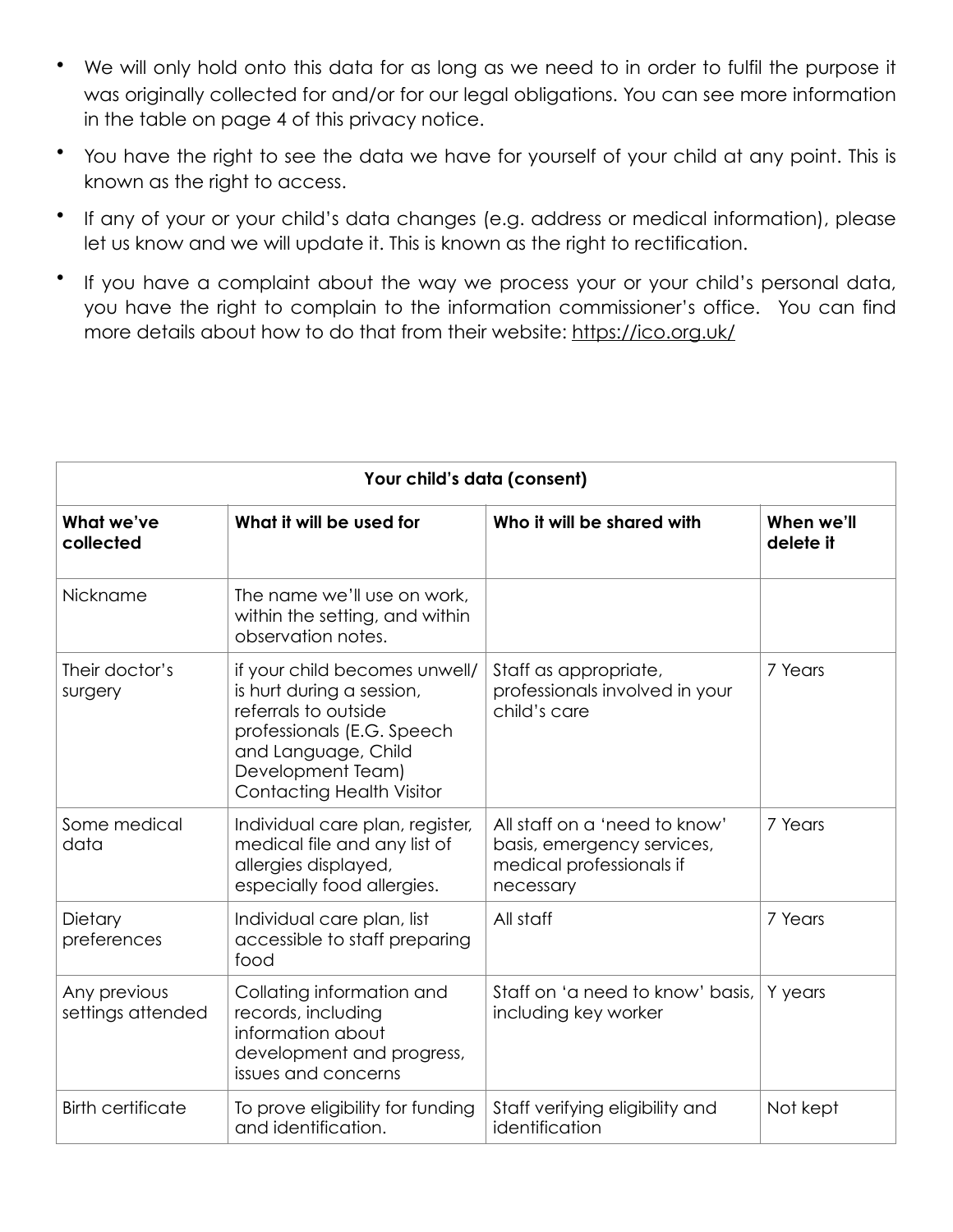- We will only hold onto this data for as long as we need to in order to fulfil the purpose it was originally collected for and/or for our legal obligations. You can see more information in the table on page 4 of this privacy notice.
- You have the right to see the data we have for yourself of your child at any point. This is known as the right to access.
- If any of your or your child's data changes (e.g. address or medical information), please let us know and we will update it. This is known as the right to rectification.
- If you have a complaint about the way we process your or your child's personal data, you have the right to complain to the information commissioner's office. You can find more details about how to do that from their website: https://ico.org.uk/

| Your child's data (consent) | | | |
|---|---|---|---|
| **What we've collected** | **What it will be used for** | **Who it will be shared with** | **When we'll delete it** |
| Nickname | The name we'll use on work, within the setting, and within observation notes. | | |
| Their doctor's surgery | if your child becomes unwell/ is hurt during a session, referrals to outside professionals (E.G. Speech and Language, Child Development Team) Contacting Health Visitor | Staff as appropriate, professionals involved in your child's care | 7 Years |
| Some medical data | Individual care plan, register, medical file and any list of allergies displayed, especially food allergies. | All staff on a 'need to know' basis, emergency services, medical professionals if necessary | 7 Years |
| Dietary preferences | Individual care plan, list accessible to staff preparing food | All staff | 7 Years |
| Any previous settings attended | Collating information and records, including information about development and progress, issues and concerns | Staff on 'a need to know' basis, including key worker | Y years |
| Birth certificate | To prove eligibility for funding and identification. | Staff verifying eligibility and identification | Not kept |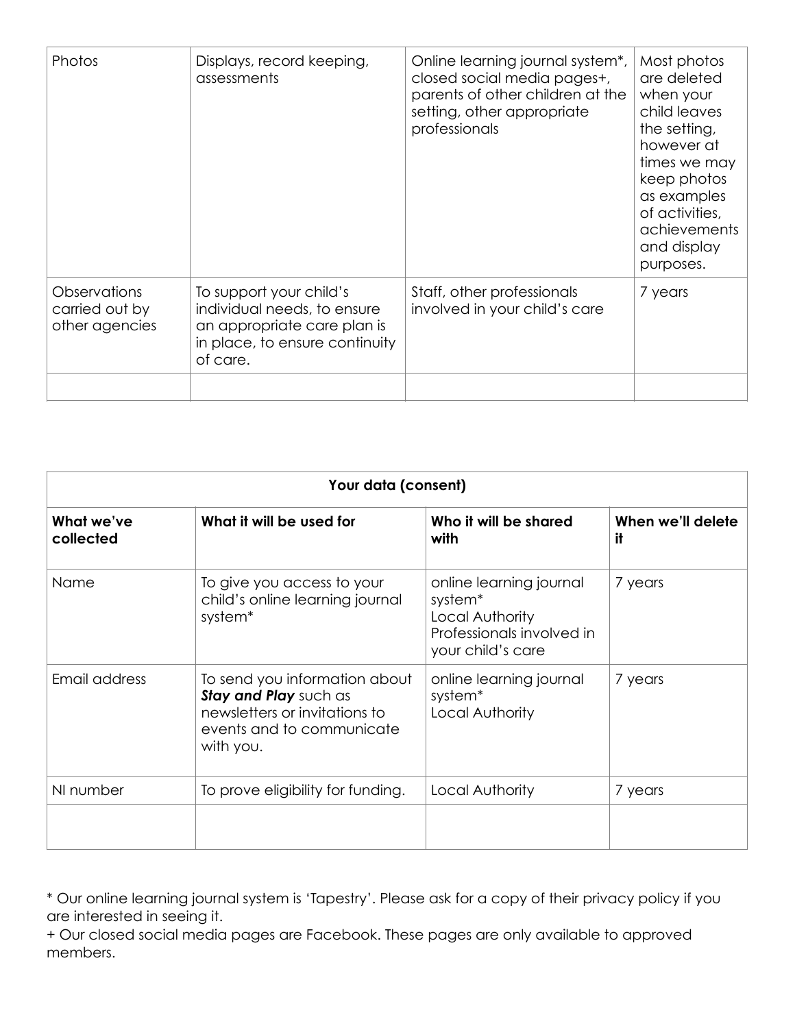| | | | |
|---|---|---|---|
| Photos | Displays, record keeping, assessments | Online learning journal system*, closed social media pages+, parents of other children at the setting, other appropriate professionals | Most photos are deleted when your child leaves the setting, however at times we may keep photos as examples of activities, achievements and display purposes. |
| Observations carried out by other agencies | To support your child's individual needs, to ensure an appropriate care plan is in place, to ensure continuity of care. | Staff, other professionals involved in your child's care | 7 years |
| | | | |

| **Your data (consent)** | | | |
|---|---|---|---|
| **What we've collected** | **What it will be used for** | **Who it will be shared with** | **When we'll delete it** |
| Name | To give you access to your child's online learning journal system* | online learning journal system*<br>Local Authority<br>Professionals involved in your child's care | 7 years |
| Email address | To send you information about ***Stay and Play*** such as newsletters or invitations to events and to communicate with you. | online learning journal system*<br>Local Authority | 7 years |
| NI number | To prove eligibility for funding. | Local Authority | 7 years |
| | | | |

* Our online learning journal system is 'Tapestry'. Please ask for a copy of their privacy policy if you are interested in seeing it.

+ Our closed social media pages are Facebook. These pages are only available to approved members.